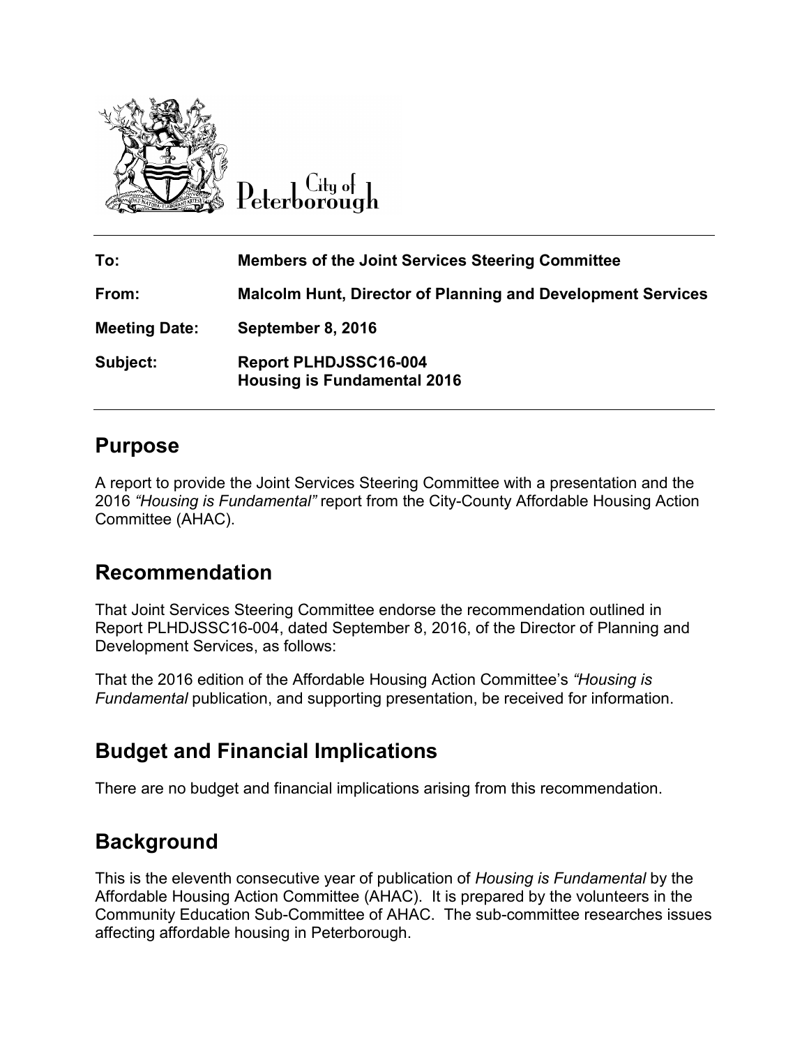City of Peterborough

| | |
|---|---|
| **To:** | **Members of the Joint Services Steering Committee** |
| **From:** | **Malcolm Hunt, Director of Planning and Development Services** |
| **Meeting Date:** | **September 8, 2016** |
| **Subject:** | **Report PLHDJSSC16-004**<br>**Housing is Fundamental 2016** |

## Purpose

A report to provide the Joint Services Steering Committee with a presentation and the 2016 *"Housing is Fundamental"* report from the City-County Affordable Housing Action Committee (AHAC).

## Recommendation

That Joint Services Steering Committee endorse the recommendation outlined in Report PLHDJSSC16-004, dated September 8, 2016, of the Director of Planning and Development Services, as follows:

That the 2016 edition of the Affordable Housing Action Committee's *"Housing is Fundamental* publication, and supporting presentation, be received for information.

## Budget and Financial Implications

There are no budget and financial implications arising from this recommendation.

## Background

This is the eleventh consecutive year of publication of *Housing is Fundamental* by the Affordable Housing Action Committee (AHAC). It is prepared by the volunteers in the Community Education Sub-Committee of AHAC. The sub-committee researches issues affecting affordable housing in Peterborough.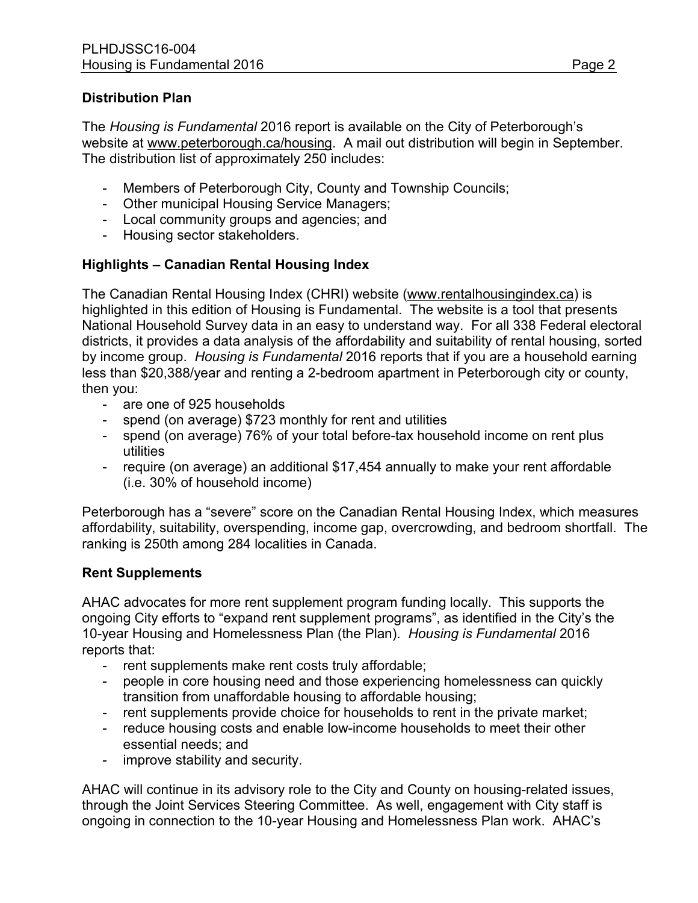### Distribution Plan

The *Housing is Fundamental* 2016 report is available on the City of Peterborough's website at www.peterborough.ca/housing. A mail out distribution will begin in September. The distribution list of approximately 250 includes:

- Members of Peterborough City, County and Township Councils;
- Other municipal Housing Service Managers;
- Local community groups and agencies; and
- Housing sector stakeholders.

### Highlights – Canadian Rental Housing Index

The Canadian Rental Housing Index (CHRI) website (www.rentalhousingindex.ca) is highlighted in this edition of Housing is Fundamental. The website is a tool that presents National Household Survey data in an easy to understand way. For all 338 Federal electoral districts, it provides a data analysis of the affordability and suitability of rental housing, sorted by income group. *Housing is Fundamental* 2016 reports that if you are a household earning less than $20,388/year and renting a 2-bedroom apartment in Peterborough city or county, then you:

- are one of 925 households
- spend (on average) $723 monthly for rent and utilities
- spend (on average) 76% of your total before-tax household income on rent plus utilities
- require (on average) an additional $17,454 annually to make your rent affordable (i.e. 30% of household income)

Peterborough has a "severe" score on the Canadian Rental Housing Index, which measures affordability, suitability, overspending, income gap, overcrowding, and bedroom shortfall. The ranking is 250th among 284 localities in Canada.

### Rent Supplements

AHAC advocates for more rent supplement program funding locally. This supports the ongoing City efforts to "expand rent supplement programs", as identified in the City's the 10-year Housing and Homelessness Plan (the Plan). *Housing is Fundamental* 2016 reports that:

- rent supplements make rent costs truly affordable;
- people in core housing need and those experiencing homelessness can quickly transition from unaffordable housing to affordable housing;
- rent supplements provide choice for households to rent in the private market;
- reduce housing costs and enable low-income households to meet their other essential needs; and
- improve stability and security.

AHAC will continue in its advisory role to the City and County on housing-related issues, through the Joint Services Steering Committee. As well, engagement with City staff is ongoing in connection to the 10-year Housing and Homelessness Plan work. AHAC's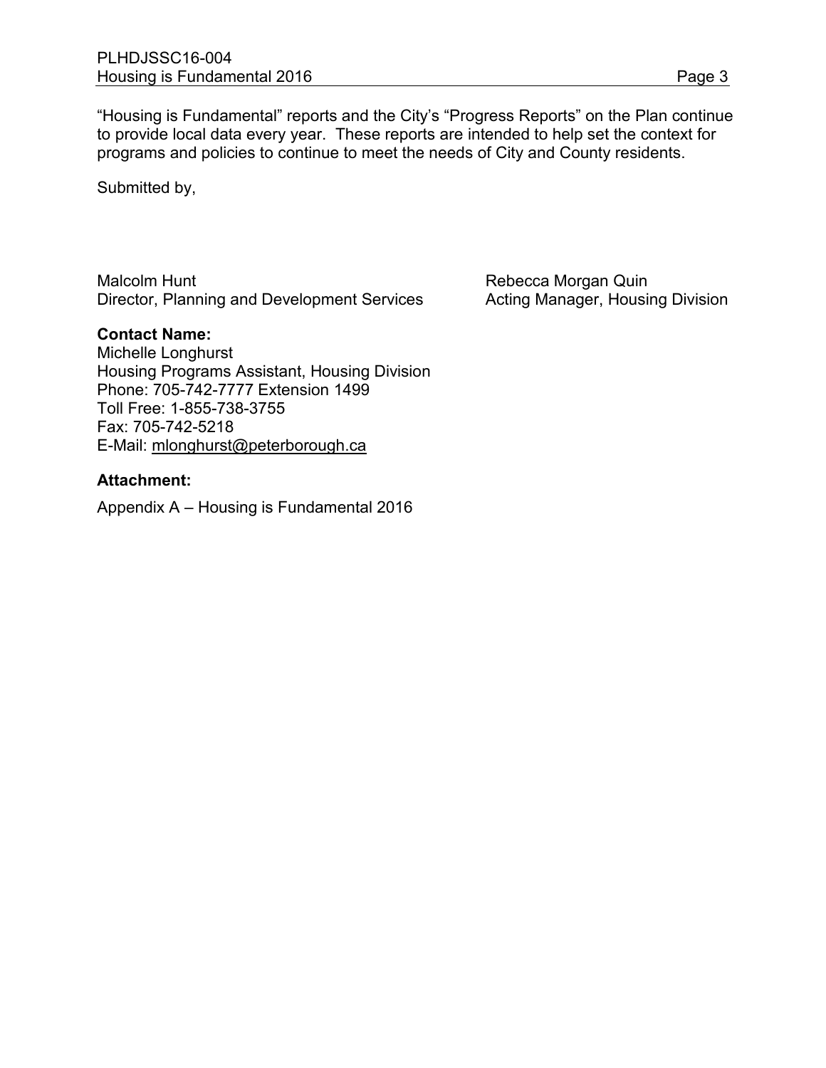"Housing is Fundamental" reports and the City's "Progress Reports" on the Plan continue to provide local data every year. These reports are intended to help set the context for programs and policies to continue to meet the needs of City and County residents.

Submitted by,

Malcolm Hunt
Director, Planning and Development Services

Rebecca Morgan Quin
Acting Manager, Housing Division

**Contact Name:**
Michelle Longhurst
Housing Programs Assistant, Housing Division
Phone: 705-742-7777 Extension 1499
Toll Free: 1-855-738-3755
Fax: 705-742-5218
E-Mail: mlonghurst@peterborough.ca

**Attachment:**

Appendix A – Housing is Fundamental 2016